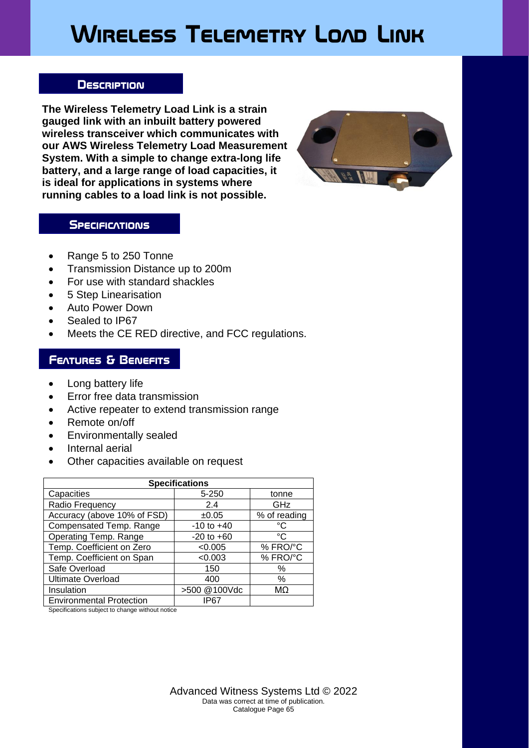# Wireless Telemetry Load Link

## Description

**The Wireless Telemetry Load Link is a strain gauged link with an inbuilt battery powered wireless transceiver which communicates with our AWS Wireless Telemetry Load Measurement System. With a simple to change extra-long life battery, and a large range of load capacities, it is ideal for applications in systems where running cables to a load link is not possible.**

## Specifications

- Range 5 to 250 Tonne
- Transmission Distance up to 200m
- For use with standard shackles
- 5 Step Linearisation
- Auto Power Down
- Sealed to IP67
- Meets the CE RED directive, and FCC regulations.

## Features & Benefits

- Long battery life
- Error free data transmission
- Active repeater to extend transmission range
- Remote on/off
- Environmentally sealed
- Internal aerial
- Other capacities available on request

| Specifications | | |
|---|---|---|
| Capacities | 5-250 | tonne |
| Radio Frequency | 2.4 | GHz |
| Accuracy (above 10% of FSD) | ±0.05 | % of reading |
| Compensated Temp. Range | -10 to +40 | °C |
| Operating Temp. Range | -20 to +60 | °C |
| Temp. Coefficient on Zero | <0.005 | % FRO/°C |
| Temp. Coefficient on Span | <0.003 | % FRO/°C |
| Safe Overload | 150 | % |
| Ultimate Overload | 400 | % |
| Insulation | >500 @100Vdc | MΩ |
| Environmental Protection | IP67 | |

Specifications subject to change without notice

Advanced Witness Systems Ltd © 2022
Data was correct at time of publication.
Catalogue Page 65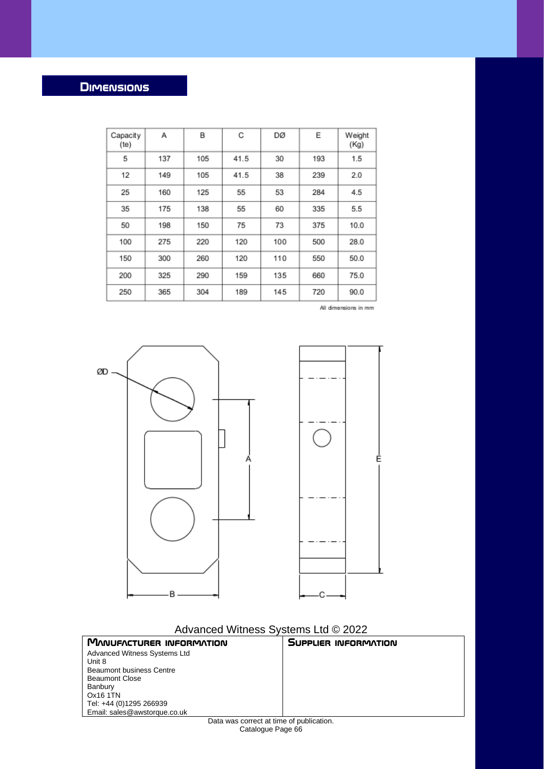## Dimensions

| Capacity (te) | A | B | C | DØ | E | Weight (Kg) |
|---|---|---|---|---|---|---|
| 5 | 137 | 105 | 41.5 | 30 | 193 | 1.5 |
| 12 | 149 | 105 | 41.5 | 38 | 239 | 2.0 |
| 25 | 160 | 125 | 55 | 53 | 284 | 4.5 |
| 35 | 175 | 138 | 55 | 60 | 335 | 5.5 |
| 50 | 198 | 150 | 75 | 73 | 375 | 10.0 |
| 100 | 275 | 220 | 120 | 100 | 500 | 28.0 |
| 150 | 300 | 260 | 120 | 110 | 550 | 50.0 |
| 200 | 325 | 290 | 159 | 135 | 660 | 75.0 |
| 250 | 365 | 304 | 189 | 145 | 720 | 90.0 |

All dimensions in mm

ØD

A

B

E

C

Advanced Witness Systems Ltd © 2022

| Manufacturer information | Supplier information |
|---|---|
| Advanced Witness Systems Ltd<br>Unit 8<br>Beaumont business Centre<br>Beaumont Close<br>Banbury<br>Ox16 1TN<br>Tel: +44 (0)1295 266939<br>Email: sales@awstorque.co.uk | |

Data was correct at time of publication.
Catalogue Page 66